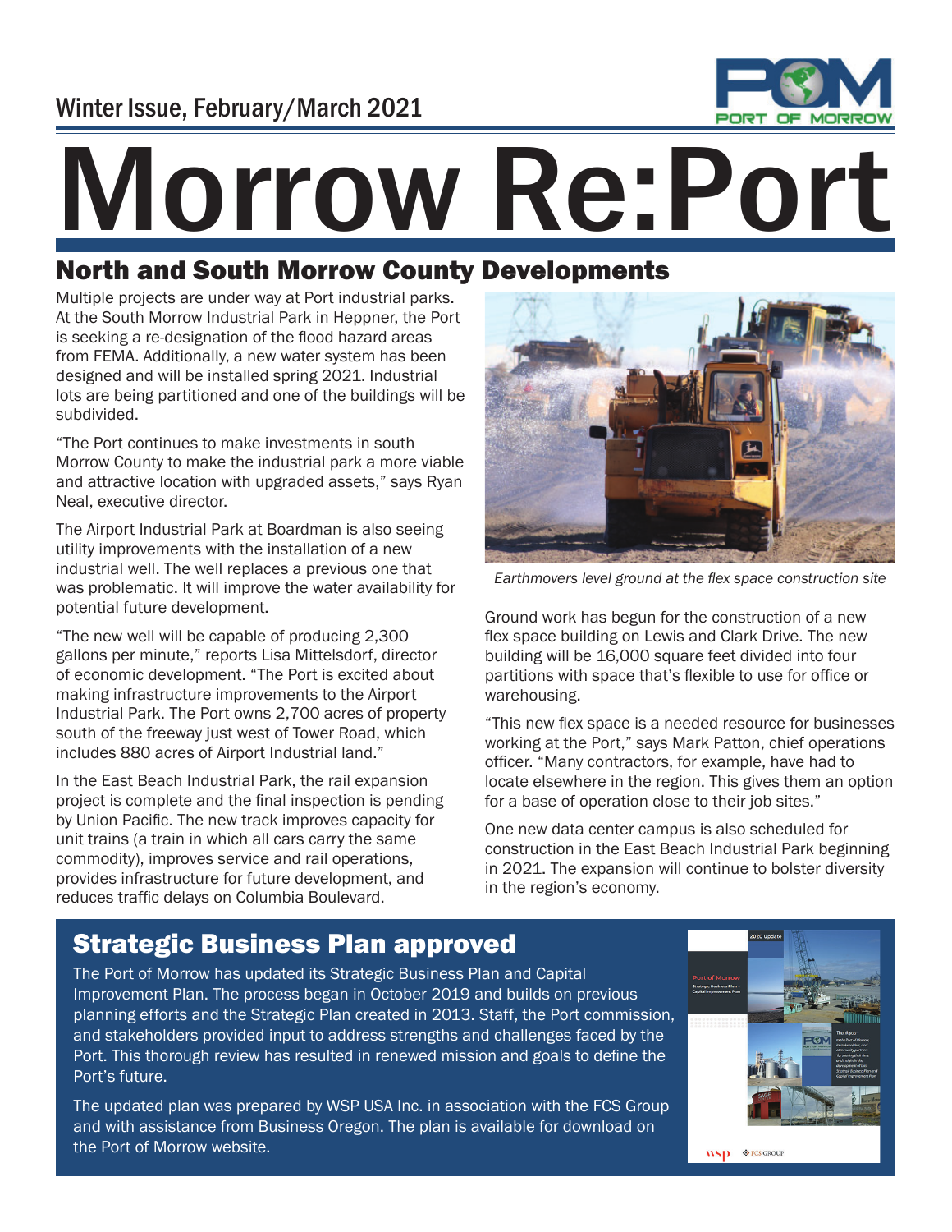Winter Issue, February/March 2021

# Morrow Re:Port

## North and South Morrow County Developments

Multiple projects are under way at Port industrial parks. At the South Morrow Industrial Park in Heppner, the Port is seeking a re-designation of the flood hazard areas from FEMA. Additionally, a new water system has been designed and will be installed spring 2021. Industrial lots are being partitioned and one of the buildings will be subdivided.

"The Port continues to make investments in south Morrow County to make the industrial park a more viable and attractive location with upgraded assets," says Ryan Neal, executive director.

The Airport Industrial Park at Boardman is also seeing utility improvements with the installation of a new industrial well. The well replaces a previous one that was problematic. It will improve the water availability for potential future development.

"The new well will be capable of producing 2,300 gallons per minute," reports Lisa Mittelsdorf, director of economic development. "The Port is excited about making infrastructure improvements to the Airport Industrial Park. The Port owns 2,700 acres of property south of the freeway just west of Tower Road, which includes 880 acres of Airport Industrial land."

In the East Beach Industrial Park, the rail expansion project is complete and the final inspection is pending by Union Pacific. The new track improves capacity for unit trains (a train in which all cars carry the same commodity), improves service and rail operations, provides infrastructure for future development, and reduces traffic delays on Columbia Boulevard.

*Earthmovers level ground at the flex space construction site*

Ground work has begun for the construction of a new flex space building on Lewis and Clark Drive. The new building will be 16,000 square feet divided into four partitions with space that's flexible to use for office or warehousing.

"This new flex space is a needed resource for businesses working at the Port," says Mark Patton, chief operations officer. "Many contractors, for example, have had to locate elsewhere in the region. This gives them an option for a base of operation close to their job sites."

One new data center campus is also scheduled for construction in the East Beach Industrial Park beginning in 2021. The expansion will continue to bolster diversity in the region's economy.

## Strategic Business Plan approved

The Port of Morrow has updated its Strategic Business Plan and Capital Improvement Plan. The process began in October 2019 and builds on previous planning efforts and the Strategic Plan created in 2013. Staff, the Port commission, and stakeholders provided input to address strengths and challenges faced by the Port. This thorough review has resulted in renewed mission and goals to define the Port's future.

The updated plan was prepared by WSP USA Inc. in association with the FCS Group and with assistance from Business Oregon. The plan is available for download on the Port of Morrow website.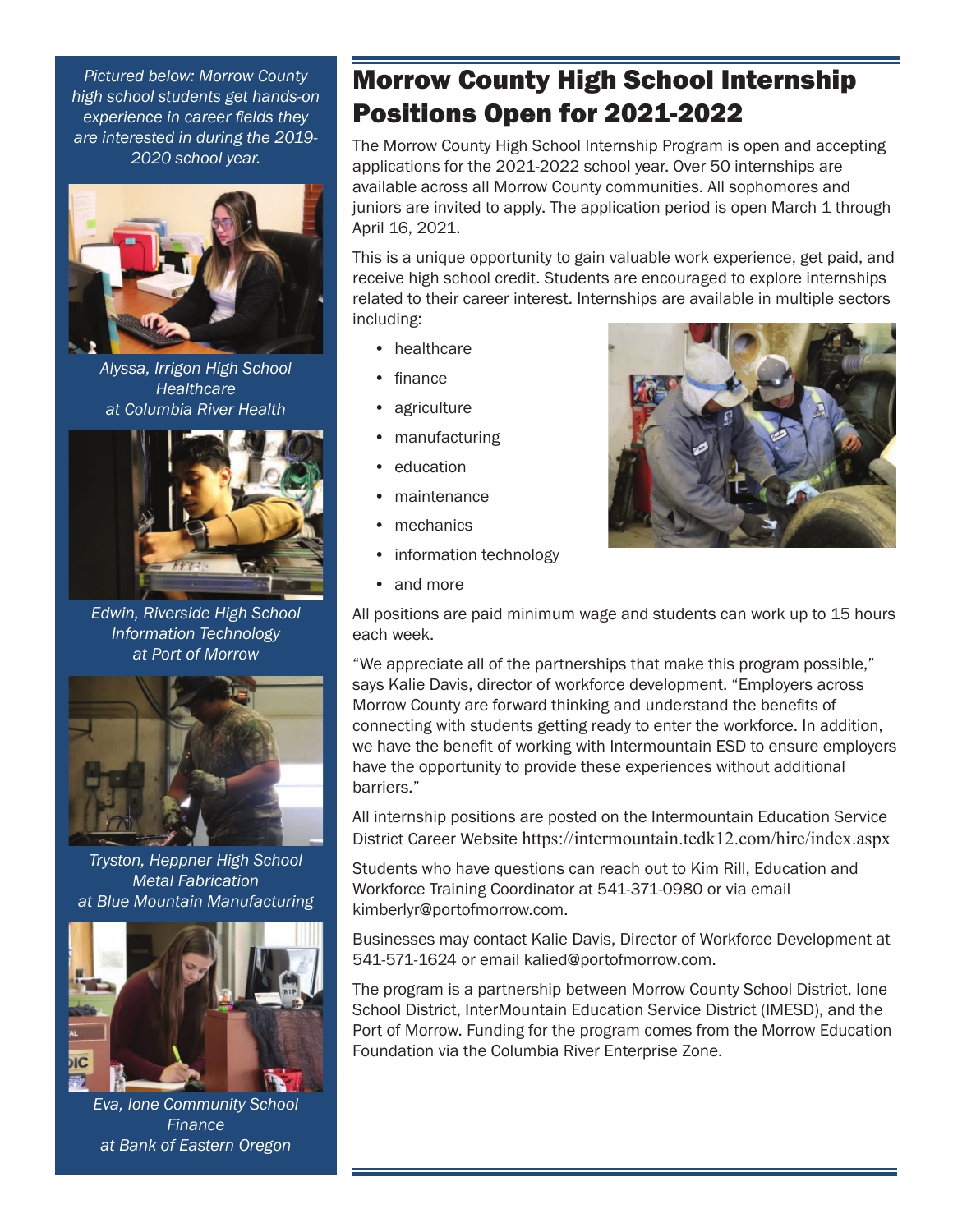*Pictured below: Morrow County high school students get hands-on experience in career fields they are interested in during the 2019-2020 school year.*

*Alyssa, Irrigon High School*
*Healthcare*
*at Columbia River Health*

*Edwin, Riverside High School*
*Information Technology*
*at Port of Morrow*

*Tryston, Heppner High School*
*Metal Fabrication*
*at Blue Mountain Manufacturing*

*Eva, Ione Community School*
*Finance*
*at Bank of Eastern Oregon*

# Morrow County High School Internship Positions Open for 2021-2022

The Morrow County High School Internship Program is open and accepting applications for the 2021-2022 school year. Over 50 internships are available across all Morrow County communities. All sophomores and juniors are invited to apply. The application period is open March 1 through April 16, 2021.

This is a unique opportunity to gain valuable work experience, get paid, and receive high school credit. Students are encouraged to explore internships related to their career interest. Internships are available in multiple sectors including:

- healthcare
- finance
- agriculture
- manufacturing
- education
- maintenance
- mechanics
- information technology
- and more

All positions are paid minimum wage and students can work up to 15 hours each week.

"We appreciate all of the partnerships that make this program possible," says Kalie Davis, director of workforce development. "Employers across Morrow County are forward thinking and understand the benefits of connecting with students getting ready to enter the workforce. In addition, we have the benefit of working with Intermountain ESD to ensure employers have the opportunity to provide these experiences without additional barriers."

All internship positions are posted on the Intermountain Education Service District Career Website https://intermountain.tedk12.com/hire/index.aspx

Students who have questions can reach out to Kim Rill, Education and Workforce Training Coordinator at 541-371-0980 or via email kimberlyr@portofmorrow.com.

Businesses may contact Kalie Davis, Director of Workforce Development at 541-571-1624 or email kalied@portofmorrow.com.

The program is a partnership between Morrow County School District, Ione School District, InterMountain Education Service District (IMESD), and the Port of Morrow. Funding for the program comes from the Morrow Education Foundation via the Columbia River Enterprise Zone.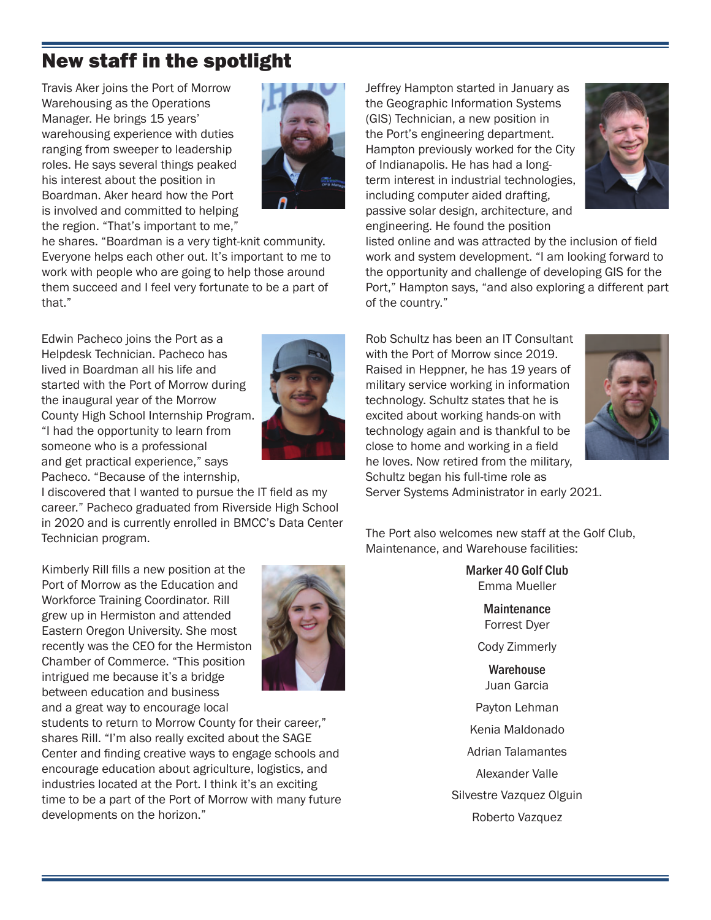# New staff in the spotlight

Travis Aker joins the Port of Morrow Warehousing as the Operations Manager. He brings 15 years' warehousing experience with duties ranging from sweeper to leadership roles. He says several things peaked his interest about the position in Boardman. Aker heard how the Port is involved and committed to helping the region. "That's important to me," he shares. "Boardman is a very tight-knit community. Everyone helps each other out. It's important to me to work with people who are going to help those around them succeed and I feel very fortunate to be a part of that."

Edwin Pacheco joins the Port as a Helpdesk Technician. Pacheco has lived in Boardman all his life and started with the Port of Morrow during the inaugural year of the Morrow County High School Internship Program. "I had the opportunity to learn from someone who is a professional and get practical experience," says Pacheco. "Because of the internship, I discovered that I wanted to pursue the IT field as my career." Pacheco graduated from Riverside High School in 2020 and is currently enrolled in BMCC's Data Center Technician program.

Kimberly Rill fills a new position at the Port of Morrow as the Education and Workforce Training Coordinator. Rill grew up in Hermiston and attended Eastern Oregon University. She most recently was the CEO for the Hermiston Chamber of Commerce. "This position intrigued me because it's a bridge between education and business and a great way to encourage local students to return to Morrow County for their career," shares Rill. "I'm also really excited about the SAGE Center and finding creative ways to engage schools and encourage education about agriculture, logistics, and industries located at the Port. I think it's an exciting time to be a part of the Port of Morrow with many future developments on the horizon."

Jeffrey Hampton started in January as the Geographic Information Systems (GIS) Technician, a new position in the Port's engineering department. Hampton previously worked for the City of Indianapolis. He has had a long-term interest in industrial technologies, including computer aided drafting, passive solar design, architecture, and engineering. He found the position listed online and was attracted by the inclusion of field work and system development. "I am looking forward to the opportunity and challenge of developing GIS for the Port," Hampton says, "and also exploring a different part of the country."

Rob Schultz has been an IT Consultant with the Port of Morrow since 2019. Raised in Heppner, he has 19 years of military service working in information technology. Schultz states that he is excited about working hands-on with technology again and is thankful to be close to home and working in a field he loves. Now retired from the military, Schultz began his full-time role as Server Systems Administrator in early 2021.

The Port also welcomes new staff at the Golf Club, Maintenance, and Warehouse facilities:

**Marker 40 Golf Club**
Emma Mueller

**Maintenance**
Forrest Dyer

Cody Zimmerly

**Warehouse**
Juan Garcia

Payton Lehman

Kenia Maldonado

Adrian Talamantes

Alexander Valle

Silvestre Vazquez Olguin

Roberto Vazquez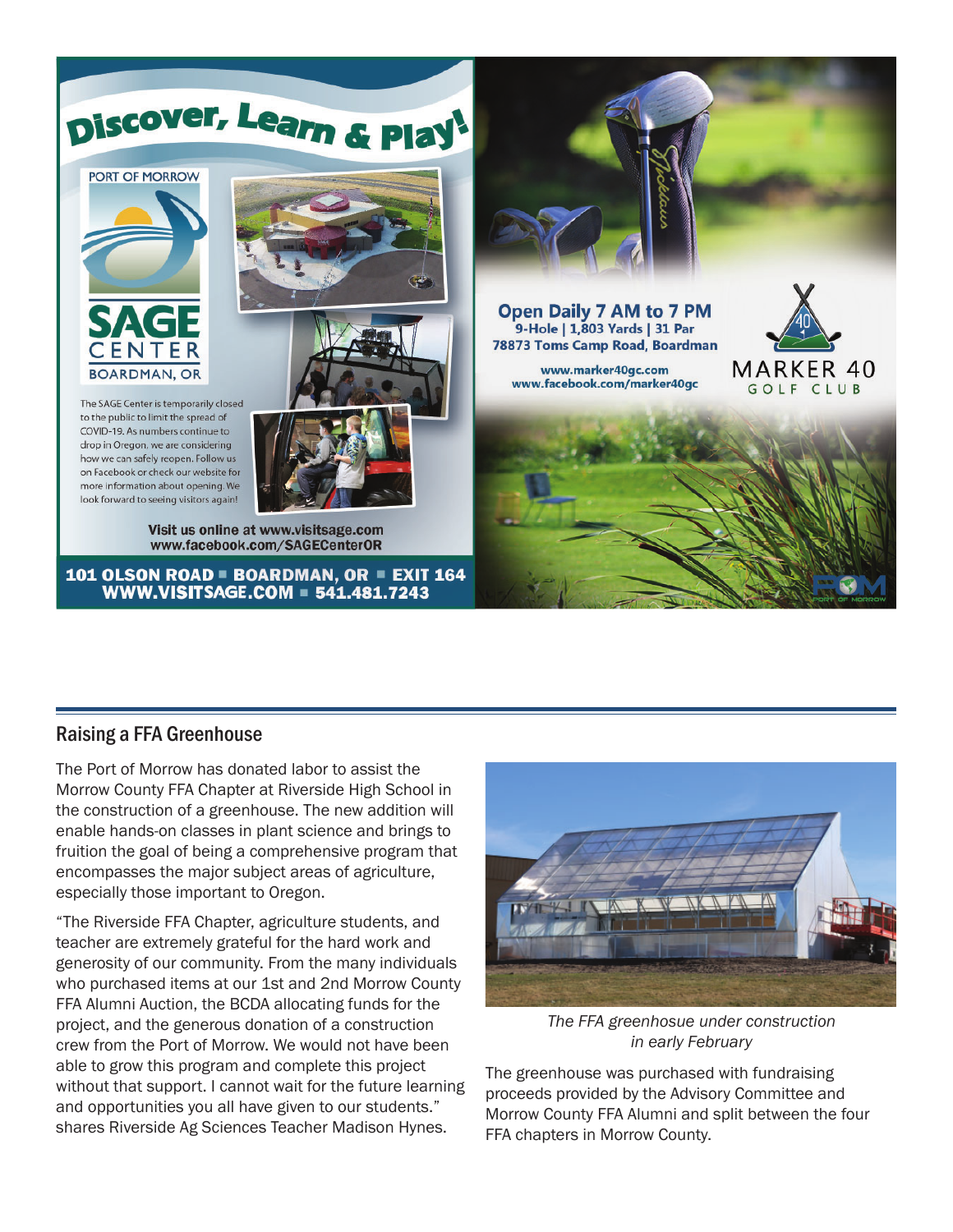# Discover, Learn & Play!

PORT OF MORROW

**SAGE CENTER**
BOARDMAN, OR

The SAGE Center is temporarily closed to the public to limit the spread of COVID-19. As numbers continue to drop in Oregon, we are considering how we can safely reopen. Follow us on Facebook or check our website for more information about opening. We look forward to seeing visitors again!

**Visit us online at www.visitsage.com**
**www.facebook.com/SAGECenterOR**

**101 OLSON ROAD ▪ BOARDMAN, OR ▪ EXIT 164**
**WWW.VISITSAGE.COM ▪ 541.481.7243**

**Open Daily 7 AM to 7 PM**
**9-Hole | 1,803 Yards | 31 Par**
**78873 Toms Camp Road, Boardman**

**www.marker40gc.com**
**www.facebook.com/marker40gc**

MARKER 40
GOLF CLUB

## Raising a FFA Greenhouse

The Port of Morrow has donated labor to assist the Morrow County FFA Chapter at Riverside High School in the construction of a greenhouse. The new addition will enable hands-on classes in plant science and brings to fruition the goal of being a comprehensive program that encompasses the major subject areas of agriculture, especially those important to Oregon.

"The Riverside FFA Chapter, agriculture students, and teacher are extremely grateful for the hard work and generosity of our community. From the many individuals who purchased items at our 1st and 2nd Morrow County FFA Alumni Auction, the BCDA allocating funds for the project, and the generous donation of a construction crew from the Port of Morrow. We would not have been able to grow this program and complete this project without that support. I cannot wait for the future learning and opportunities you all have given to our students." shares Riverside Ag Sciences Teacher Madison Hynes.

*The FFA greenhosue under construction in early February*

The greenhouse was purchased with fundraising proceeds provided by the Advisory Committee and Morrow County FFA Alumni and split between the four FFA chapters in Morrow County.